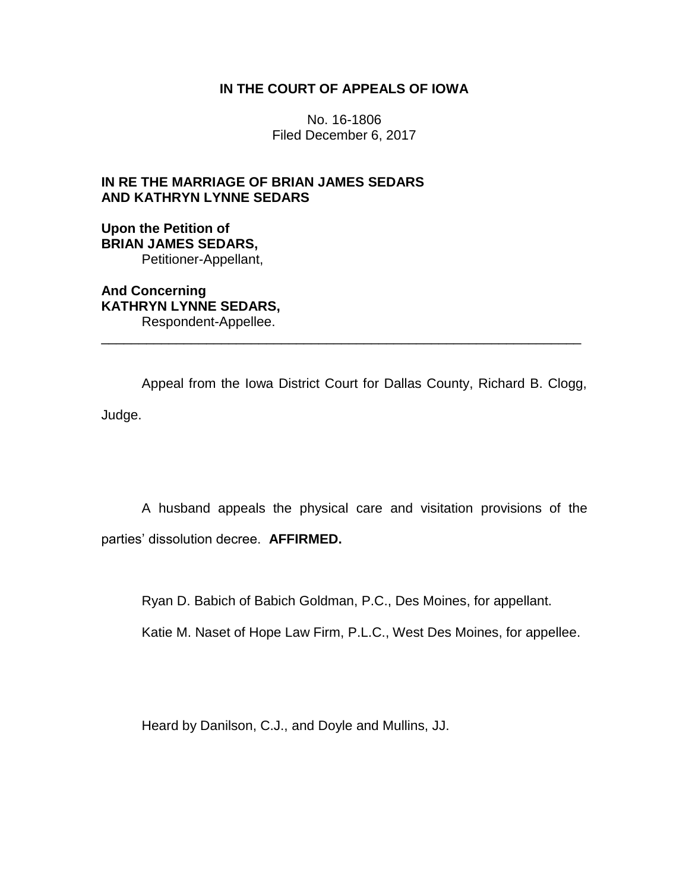**IN THE COURT OF APPEALS OF IOWA**

No. 16-1806
Filed December 6, 2017

**IN RE THE MARRIAGE OF BRIAN JAMES SEDARS AND KATHRYN LYNNE SEDARS**

**Upon the Petition of**
**BRIAN JAMES SEDARS,**
Petitioner-Appellant,

**And Concerning**
**KATHRYN LYNNE SEDARS,**
Respondent-Appellee.

---

Appeal from the Iowa District Court for Dallas County, Richard B. Clogg, Judge.

A husband appeals the physical care and visitation provisions of the parties' dissolution decree. **AFFIRMED.**

Ryan D. Babich of Babich Goldman, P.C., Des Moines, for appellant.

Katie M. Naset of Hope Law Firm, P.L.C., West Des Moines, for appellee.

Heard by Danilson, C.J., and Doyle and Mullins, JJ.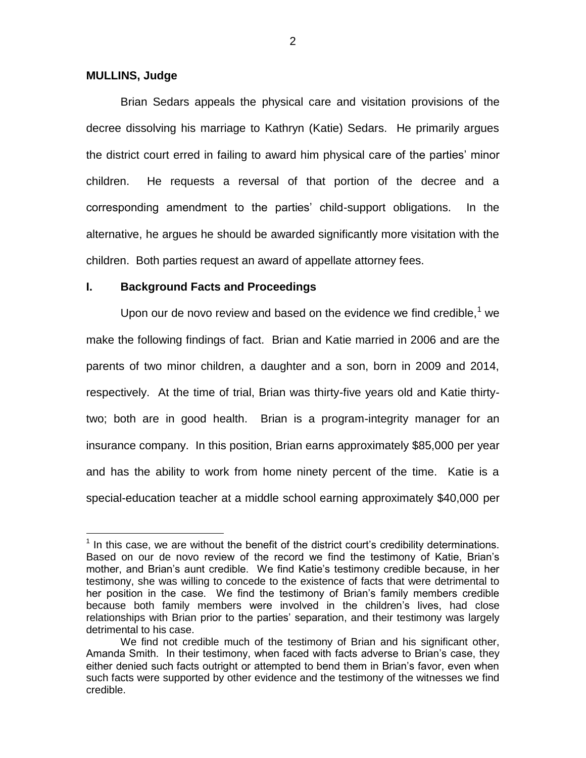**MULLINS, Judge**

Brian Sedars appeals the physical care and visitation provisions of the decree dissolving his marriage to Kathryn (Katie) Sedars. He primarily argues the district court erred in failing to award him physical care of the parties' minor children. He requests a reversal of that portion of the decree and a corresponding amendment to the parties' child-support obligations. In the alternative, he argues he should be awarded significantly more visitation with the children. Both parties request an award of appellate attorney fees.

## I. Background Facts and Proceedings

Upon our de novo review and based on the evidence we find credible,[1] we make the following findings of fact. Brian and Katie married in 2006 and are the parents of two minor children, a daughter and a son, born in 2009 and 2014, respectively. At the time of trial, Brian was thirty-five years old and Katie thirty-two; both are in good health. Brian is a program-integrity manager for an insurance company. In this position, Brian earns approximately $85,000 per year and has the ability to work from home ninety percent of the time. Katie is a special-education teacher at a middle school earning approximately $40,000 per

---

[1] In this case, we are without the benefit of the district court's credibility determinations. Based on our de novo review of the record we find the testimony of Katie, Brian's mother, and Brian's aunt credible. We find Katie's testimony credible because, in her testimony, she was willing to concede to the existence of facts that were detrimental to her position in the case. We find the testimony of Brian's family members credible because both family members were involved in the children's lives, had close relationships with Brian prior to the parties' separation, and their testimony was largely detrimental to his case.

We find not credible much of the testimony of Brian and his significant other, Amanda Smith. In their testimony, when faced with facts adverse to Brian's case, they either denied such facts outright or attempted to bend them in Brian's favor, even when such facts were supported by other evidence and the testimony of the witnesses we find credible.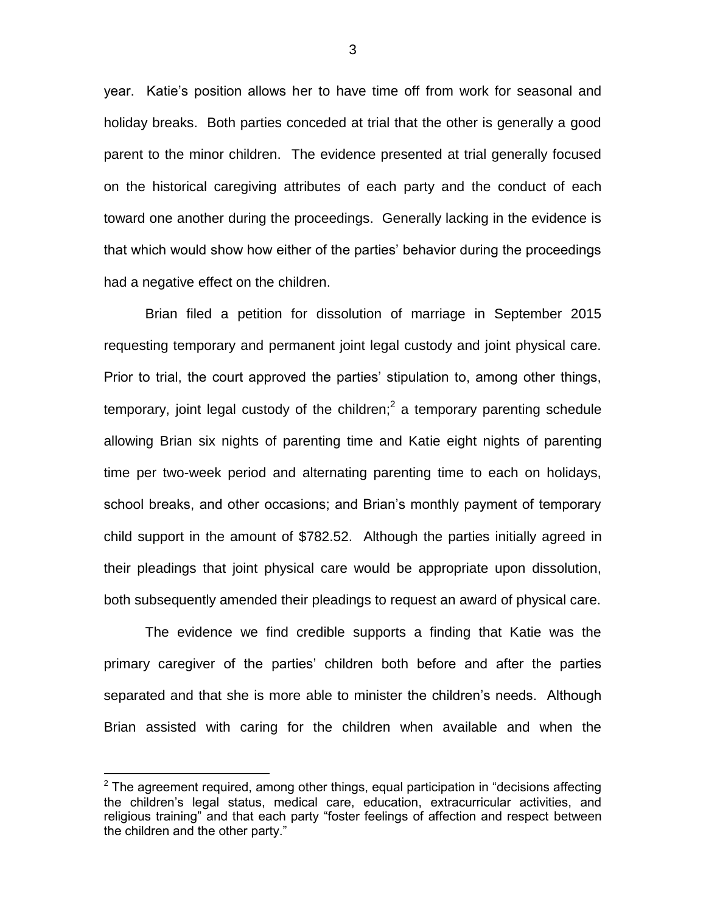year. Katie's position allows her to have time off from work for seasonal and holiday breaks. Both parties conceded at trial that the other is generally a good parent to the minor children. The evidence presented at trial generally focused on the historical caregiving attributes of each party and the conduct of each toward one another during the proceedings. Generally lacking in the evidence is that which would show how either of the parties' behavior during the proceedings had a negative effect on the children.

Brian filed a petition for dissolution of marriage in September 2015 requesting temporary and permanent joint legal custody and joint physical care. Prior to trial, the court approved the parties' stipulation to, among other things, temporary, joint legal custody of the children;[2] a temporary parenting schedule allowing Brian six nights of parenting time and Katie eight nights of parenting time per two-week period and alternating parenting time to each on holidays, school breaks, and other occasions; and Brian's monthly payment of temporary child support in the amount of $782.52. Although the parties initially agreed in their pleadings that joint physical care would be appropriate upon dissolution, both subsequently amended their pleadings to request an award of physical care.

The evidence we find credible supports a finding that Katie was the primary caregiver of the parties' children both before and after the parties separated and that she is more able to minister the children's needs. Although Brian assisted with caring for the children when available and when the

[2] The agreement required, among other things, equal participation in "decisions affecting the children's legal status, medical care, education, extracurricular activities, and religious training" and that each party "foster feelings of affection and respect between the children and the other party."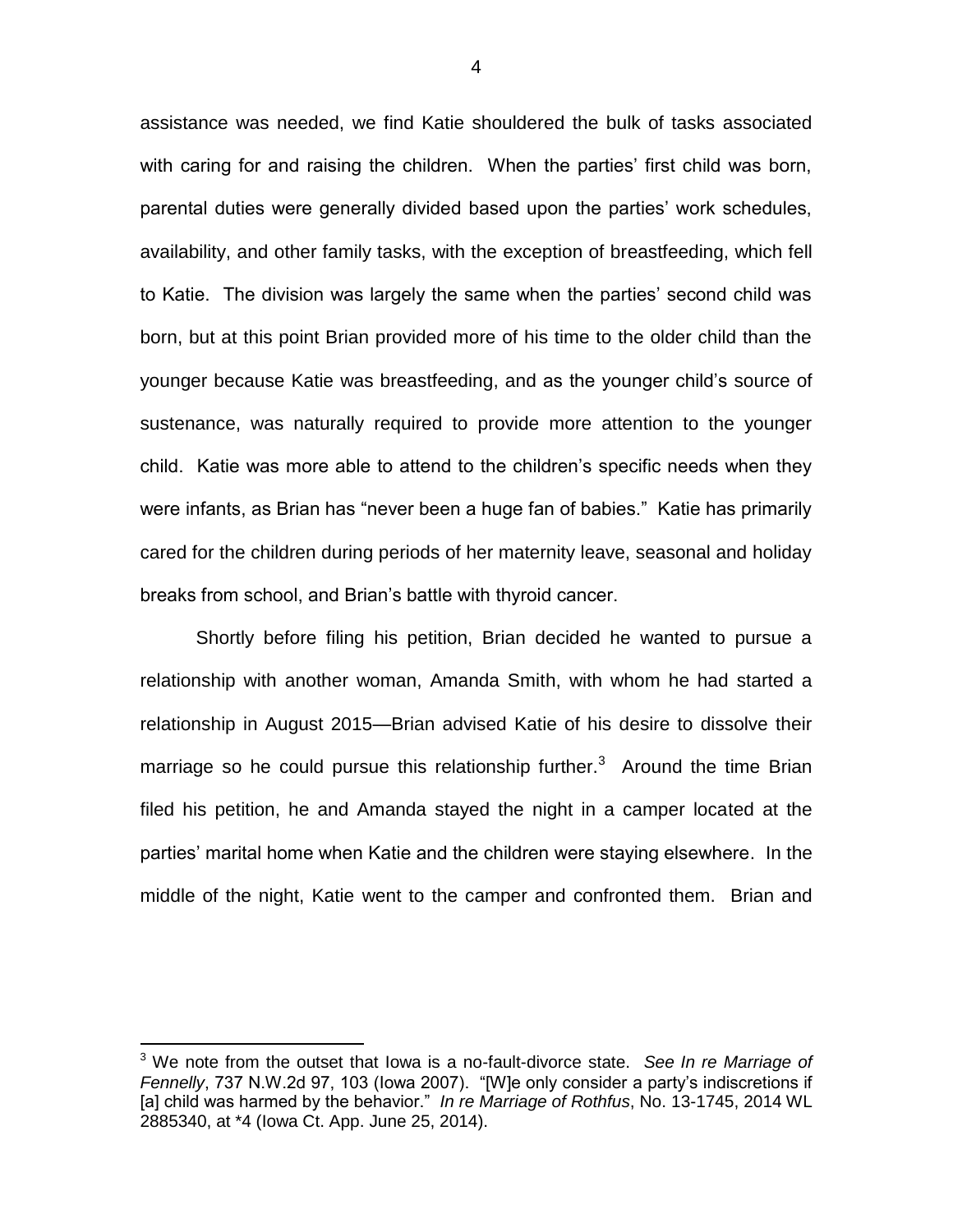assistance was needed, we find Katie shouldered the bulk of tasks associated with caring for and raising the children. When the parties' first child was born, parental duties were generally divided based upon the parties' work schedules, availability, and other family tasks, with the exception of breastfeeding, which fell to Katie. The division was largely the same when the parties' second child was born, but at this point Brian provided more of his time to the older child than the younger because Katie was breastfeeding, and as the younger child's source of sustenance, was naturally required to provide more attention to the younger child. Katie was more able to attend to the children's specific needs when they were infants, as Brian has "never been a huge fan of babies." Katie has primarily cared for the children during periods of her maternity leave, seasonal and holiday breaks from school, and Brian's battle with thyroid cancer.

Shortly before filing his petition, Brian decided he wanted to pursue a relationship with another woman, Amanda Smith, with whom he had started a relationship in August 2015—Brian advised Katie of his desire to dissolve their marriage so he could pursue this relationship further.[3] Around the time Brian filed his petition, he and Amanda stayed the night in a camper located at the parties' marital home when Katie and the children were staying elsewhere. In the middle of the night, Katie went to the camper and confronted them. Brian and

---

[3] We note from the outset that Iowa is a no-fault-divorce state. *See In re Marriage of Fennelly*, 737 N.W.2d 97, 103 (Iowa 2007). "[W]e only consider a party's indiscretions if [a] child was harmed by the behavior." *In re Marriage of Rothfus*, No. 13-1745, 2014 WL 2885340, at *4 (Iowa Ct. App. June 25, 2014).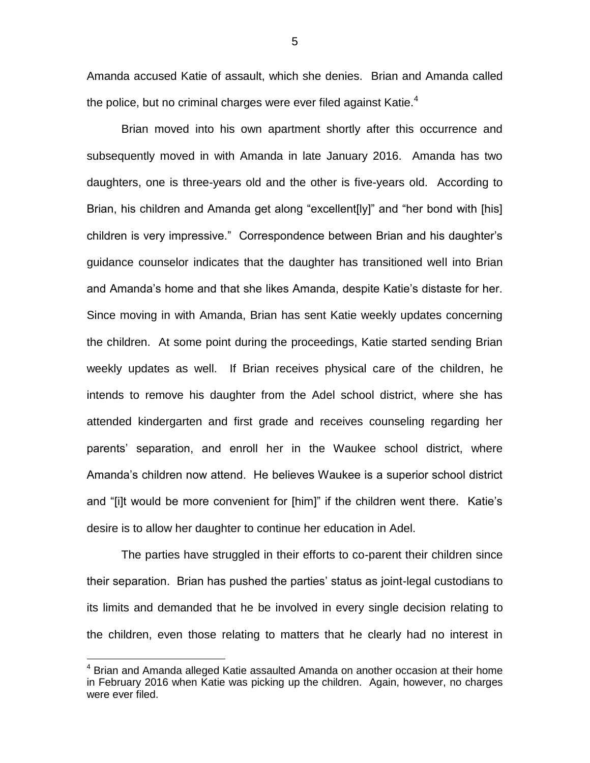Amanda accused Katie of assault, which she denies. Brian and Amanda called the police, but no criminal charges were ever filed against Katie.[4]

Brian moved into his own apartment shortly after this occurrence and subsequently moved in with Amanda in late January 2016. Amanda has two daughters, one is three-years old and the other is five-years old. According to Brian, his children and Amanda get along "excellent[ly]" and "her bond with [his] children is very impressive." Correspondence between Brian and his daughter's guidance counselor indicates that the daughter has transitioned well into Brian and Amanda's home and that she likes Amanda, despite Katie's distaste for her. Since moving in with Amanda, Brian has sent Katie weekly updates concerning the children. At some point during the proceedings, Katie started sending Brian weekly updates as well. If Brian receives physical care of the children, he intends to remove his daughter from the Adel school district, where she has attended kindergarten and first grade and receives counseling regarding her parents' separation, and enroll her in the Waukee school district, where Amanda's children now attend. He believes Waukee is a superior school district and "[i]t would be more convenient for [him]" if the children went there. Katie's desire is to allow her daughter to continue her education in Adel.

The parties have struggled in their efforts to co-parent their children since their separation. Brian has pushed the parties' status as joint-legal custodians to its limits and demanded that he be involved in every single decision relating to the children, even those relating to matters that he clearly had no interest in

---

[4] Brian and Amanda alleged Katie assaulted Amanda on another occasion at their home in February 2016 when Katie was picking up the children. Again, however, no charges were ever filed.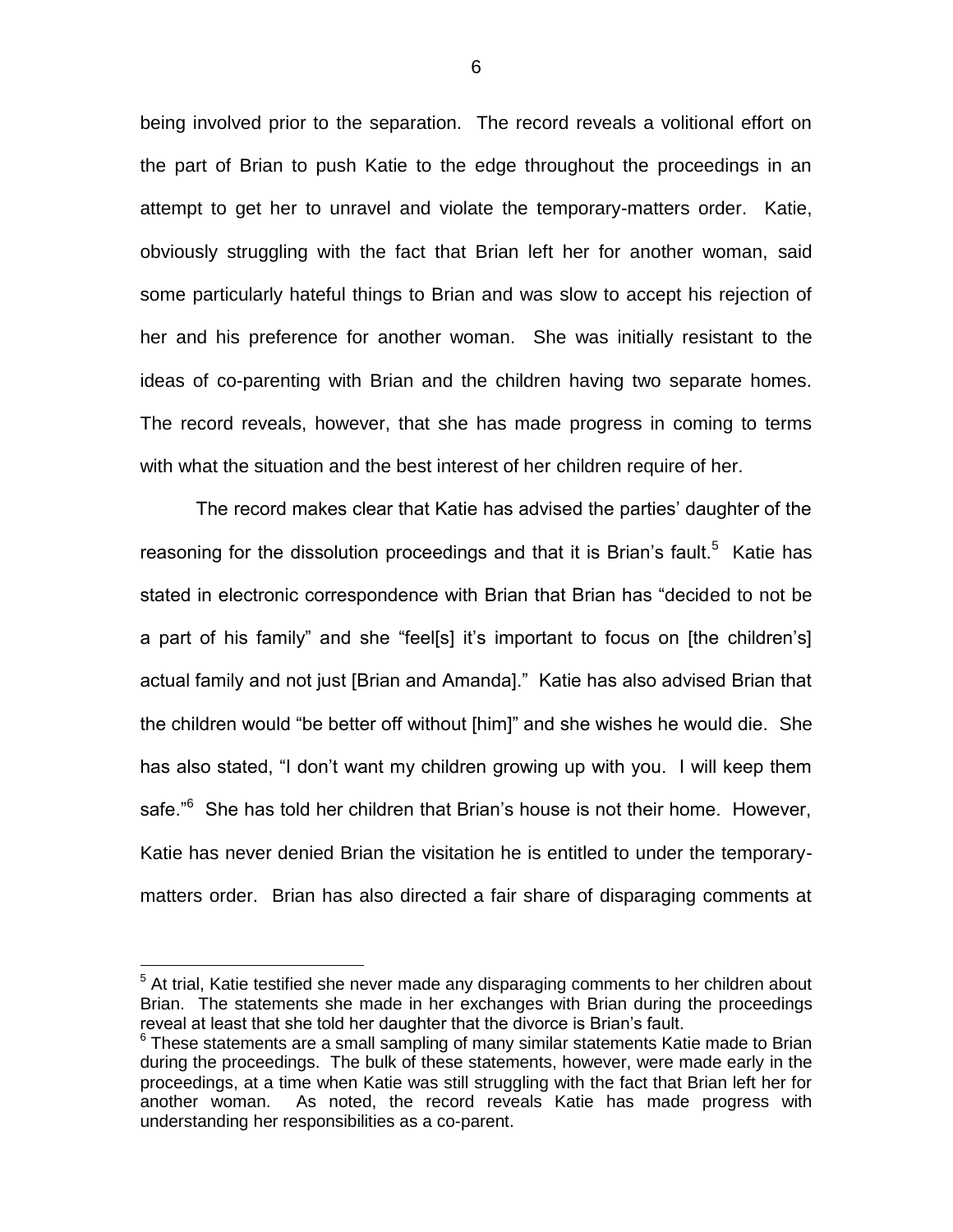being involved prior to the separation. The record reveals a volitional effort on the part of Brian to push Katie to the edge throughout the proceedings in an attempt to get her to unravel and violate the temporary-matters order. Katie, obviously struggling with the fact that Brian left her for another woman, said some particularly hateful things to Brian and was slow to accept his rejection of her and his preference for another woman. She was initially resistant to the ideas of co-parenting with Brian and the children having two separate homes. The record reveals, however, that she has made progress in coming to terms with what the situation and the best interest of her children require of her.

The record makes clear that Katie has advised the parties' daughter of the reasoning for the dissolution proceedings and that it is Brian's fault.[5] Katie has stated in electronic correspondence with Brian that Brian has "decided to not be a part of his family" and she "feel[s] it's important to focus on [the children's] actual family and not just [Brian and Amanda]." Katie has also advised Brian that the children would "be better off without [him]" and she wishes he would die. She has also stated, "I don't want my children growing up with you. I will keep them safe."[6] She has told her children that Brian's house is not their home. However, Katie has never denied Brian the visitation he is entitled to under the temporary-matters order. Brian has also directed a fair share of disparaging comments at

[5] At trial, Katie testified she never made any disparaging comments to her children about Brian. The statements she made in her exchanges with Brian during the proceedings reveal at least that she told her daughter that the divorce is Brian's fault.

[6] These statements are a small sampling of many similar statements Katie made to Brian during the proceedings. The bulk of these statements, however, were made early in the proceedings, at a time when Katie was still struggling with the fact that Brian left her for another woman. As noted, the record reveals Katie has made progress with understanding her responsibilities as a co-parent.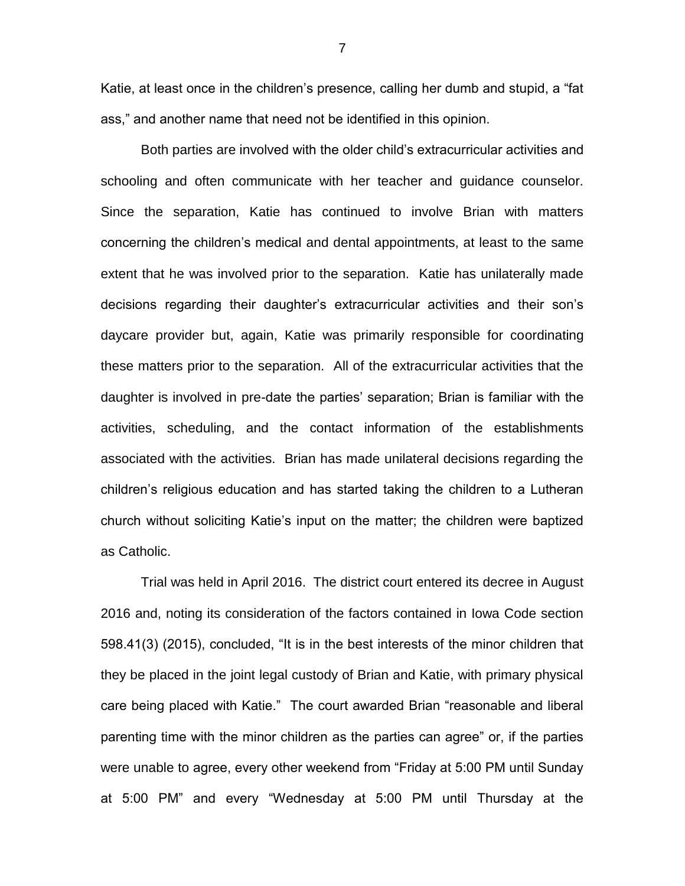Katie, at least once in the children's presence, calling her dumb and stupid, a "fat ass," and another name that need not be identified in this opinion.

Both parties are involved with the older child's extracurricular activities and schooling and often communicate with her teacher and guidance counselor. Since the separation, Katie has continued to involve Brian with matters concerning the children's medical and dental appointments, at least to the same extent that he was involved prior to the separation. Katie has unilaterally made decisions regarding their daughter's extracurricular activities and their son's daycare provider but, again, Katie was primarily responsible for coordinating these matters prior to the separation. All of the extracurricular activities that the daughter is involved in pre-date the parties' separation; Brian is familiar with the activities, scheduling, and the contact information of the establishments associated with the activities. Brian has made unilateral decisions regarding the children's religious education and has started taking the children to a Lutheran church without soliciting Katie's input on the matter; the children were baptized as Catholic.

Trial was held in April 2016. The district court entered its decree in August 2016 and, noting its consideration of the factors contained in Iowa Code section 598.41(3) (2015), concluded, "It is in the best interests of the minor children that they be placed in the joint legal custody of Brian and Katie, with primary physical care being placed with Katie." The court awarded Brian "reasonable and liberal parenting time with the minor children as the parties can agree" or, if the parties were unable to agree, every other weekend from "Friday at 5:00 PM until Sunday at 5:00 PM" and every "Wednesday at 5:00 PM until Thursday at the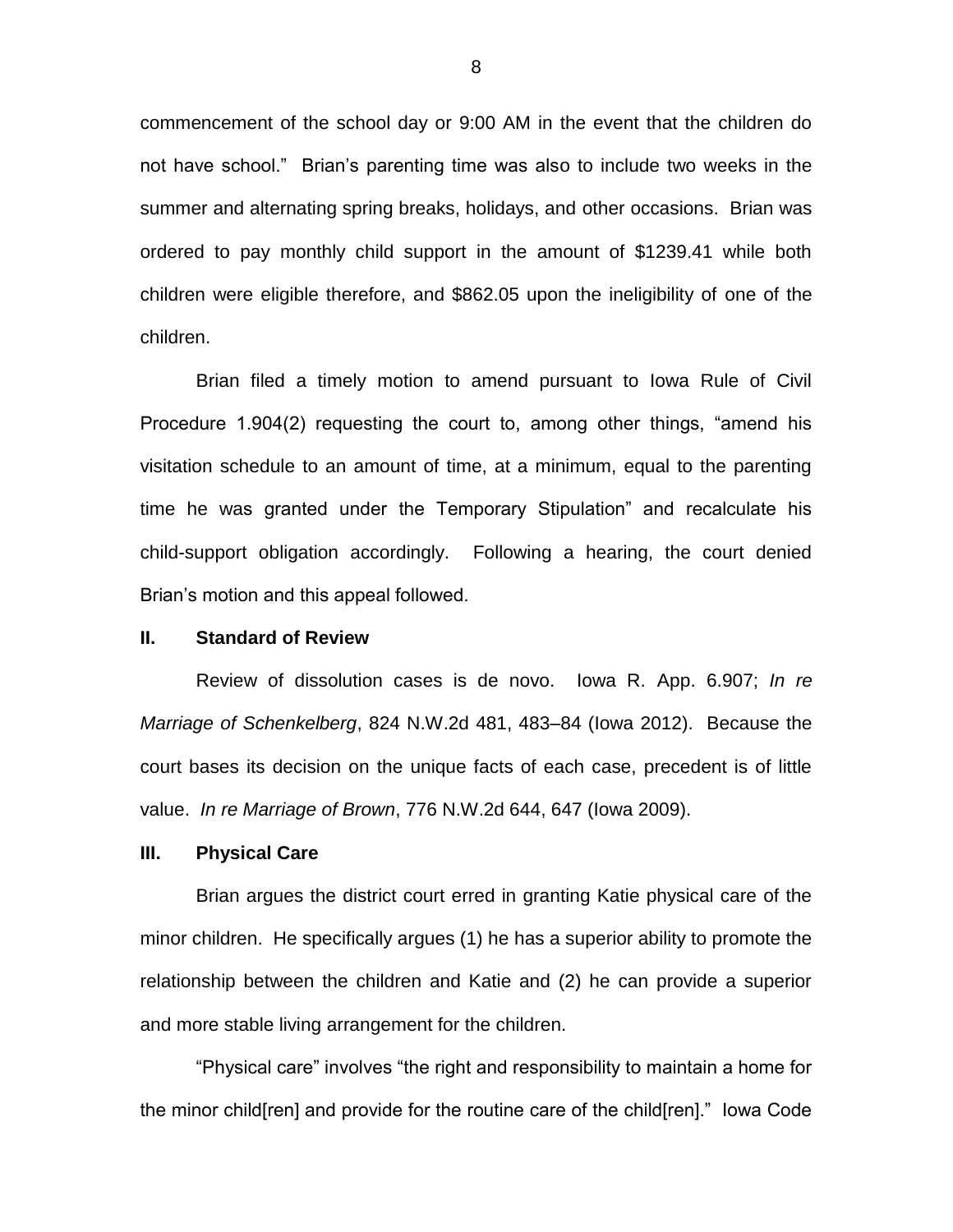commencement of the school day or 9:00 AM in the event that the children do not have school." Brian's parenting time was also to include two weeks in the summer and alternating spring breaks, holidays, and other occasions. Brian was ordered to pay monthly child support in the amount of $1239.41 while both children were eligible therefore, and $862.05 upon the ineligibility of one of the children.

Brian filed a timely motion to amend pursuant to Iowa Rule of Civil Procedure 1.904(2) requesting the court to, among other things, "amend his visitation schedule to an amount of time, at a minimum, equal to the parenting time he was granted under the Temporary Stipulation" and recalculate his child-support obligation accordingly. Following a hearing, the court denied Brian's motion and this appeal followed.

## II. Standard of Review

Review of dissolution cases is de novo. Iowa R. App. 6.907; *In re Marriage of Schenkelberg*, 824 N.W.2d 481, 483–84 (Iowa 2012). Because the court bases its decision on the unique facts of each case, precedent is of little value. *In re Marriage of Brown*, 776 N.W.2d 644, 647 (Iowa 2009).

## III. Physical Care

Brian argues the district court erred in granting Katie physical care of the minor children. He specifically argues (1) he has a superior ability to promote the relationship between the children and Katie and (2) he can provide a superior and more stable living arrangement for the children.

"Physical care" involves "the right and responsibility to maintain a home for the minor child[ren] and provide for the routine care of the child[ren]." Iowa Code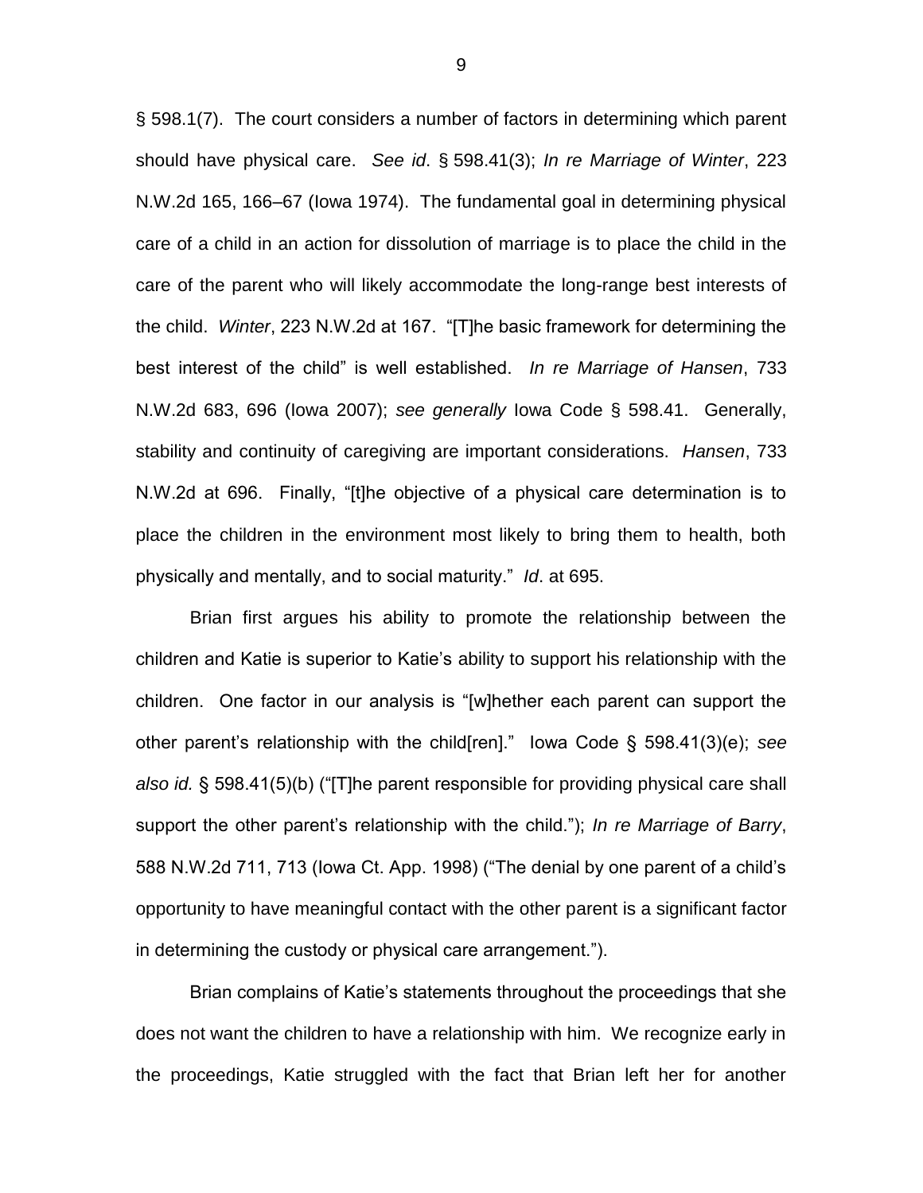§ 598.1(7). The court considers a number of factors in determining which parent should have physical care. *See id*. § 598.41(3); *In re Marriage of Winter*, 223 N.W.2d 165, 166–67 (Iowa 1974). The fundamental goal in determining physical care of a child in an action for dissolution of marriage is to place the child in the care of the parent who will likely accommodate the long-range best interests of the child. *Winter*, 223 N.W.2d at 167. "[T]he basic framework for determining the best interest of the child" is well established. *In re Marriage of Hansen*, 733 N.W.2d 683, 696 (Iowa 2007); *see generally* Iowa Code § 598.41. Generally, stability and continuity of caregiving are important considerations. *Hansen*, 733 N.W.2d at 696. Finally, "[t]he objective of a physical care determination is to place the children in the environment most likely to bring them to health, both physically and mentally, and to social maturity." *Id*. at 695.

Brian first argues his ability to promote the relationship between the children and Katie is superior to Katie's ability to support his relationship with the children. One factor in our analysis is "[w]hether each parent can support the other parent's relationship with the child[ren]." Iowa Code § 598.41(3)(e); *see also id.* § 598.41(5)(b) ("[T]he parent responsible for providing physical care shall support the other parent's relationship with the child."); *In re Marriage of Barry*, 588 N.W.2d 711, 713 (Iowa Ct. App. 1998) ("The denial by one parent of a child's opportunity to have meaningful contact with the other parent is a significant factor in determining the custody or physical care arrangement.").

Brian complains of Katie's statements throughout the proceedings that she does not want the children to have a relationship with him. We recognize early in the proceedings, Katie struggled with the fact that Brian left her for another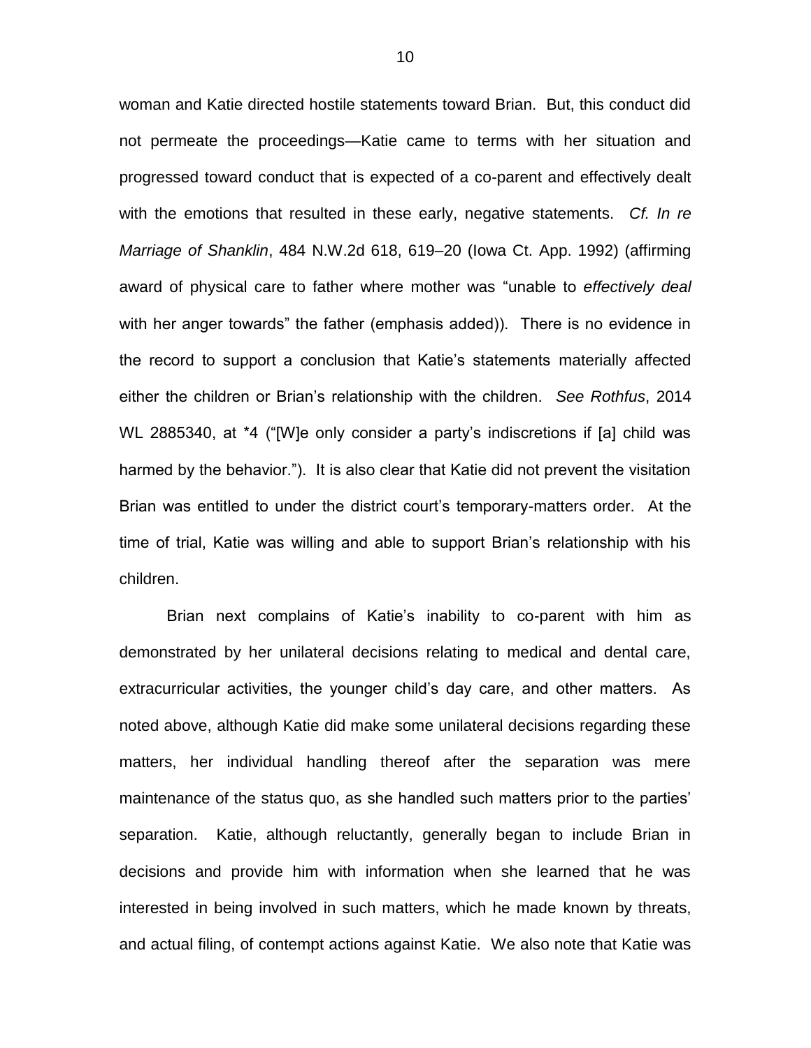woman and Katie directed hostile statements toward Brian. But, this conduct did not permeate the proceedings—Katie came to terms with her situation and progressed toward conduct that is expected of a co-parent and effectively dealt with the emotions that resulted in these early, negative statements. *Cf. In re Marriage of Shanklin*, 484 N.W.2d 618, 619–20 (Iowa Ct. App. 1992) (affirming award of physical care to father where mother was "unable to *effectively deal* with her anger towards" the father (emphasis added)). There is no evidence in the record to support a conclusion that Katie's statements materially affected either the children or Brian's relationship with the children. *See Rothfus*, 2014 WL 2885340, at *4 ("[W]e only consider a party's indiscretions if [a] child was harmed by the behavior."). It is also clear that Katie did not prevent the visitation Brian was entitled to under the district court's temporary-matters order. At the time of trial, Katie was willing and able to support Brian's relationship with his children.

Brian next complains of Katie's inability to co-parent with him as demonstrated by her unilateral decisions relating to medical and dental care, extracurricular activities, the younger child's day care, and other matters. As noted above, although Katie did make some unilateral decisions regarding these matters, her individual handling thereof after the separation was mere maintenance of the status quo, as she handled such matters prior to the parties' separation. Katie, although reluctantly, generally began to include Brian in decisions and provide him with information when she learned that he was interested in being involved in such matters, which he made known by threats, and actual filing, of contempt actions against Katie. We also note that Katie was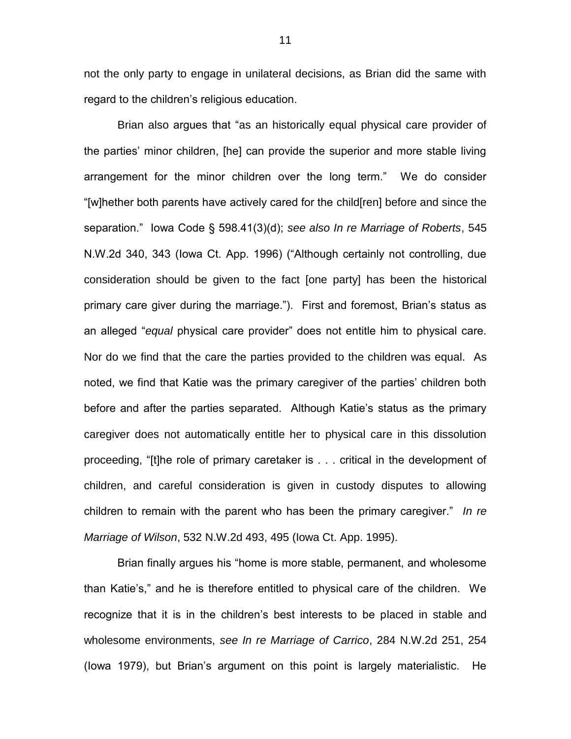not the only party to engage in unilateral decisions, as Brian did the same with regard to the children's religious education.

Brian also argues that "as an historically equal physical care provider of the parties' minor children, [he] can provide the superior and more stable living arrangement for the minor children over the long term." We do consider "[w]hether both parents have actively cared for the child[ren] before and since the separation." Iowa Code § 598.41(3)(d); *see also In re Marriage of Roberts*, 545 N.W.2d 340, 343 (Iowa Ct. App. 1996) ("Although certainly not controlling, due consideration should be given to the fact [one party] has been the historical primary care giver during the marriage."). First and foremost, Brian's status as an alleged "*equal* physical care provider" does not entitle him to physical care. Nor do we find that the care the parties provided to the children was equal. As noted, we find that Katie was the primary caregiver of the parties' children both before and after the parties separated. Although Katie's status as the primary caregiver does not automatically entitle her to physical care in this dissolution proceeding, "[t]he role of primary caretaker is . . . critical in the development of children, and careful consideration is given in custody disputes to allowing children to remain with the parent who has been the primary caregiver." *In re Marriage of Wilson*, 532 N.W.2d 493, 495 (Iowa Ct. App. 1995).

Brian finally argues his "home is more stable, permanent, and wholesome than Katie's," and he is therefore entitled to physical care of the children. We recognize that it is in the children's best interests to be placed in stable and wholesome environments, *see In re Marriage of Carrico*, 284 N.W.2d 251, 254 (Iowa 1979), but Brian's argument on this point is largely materialistic. He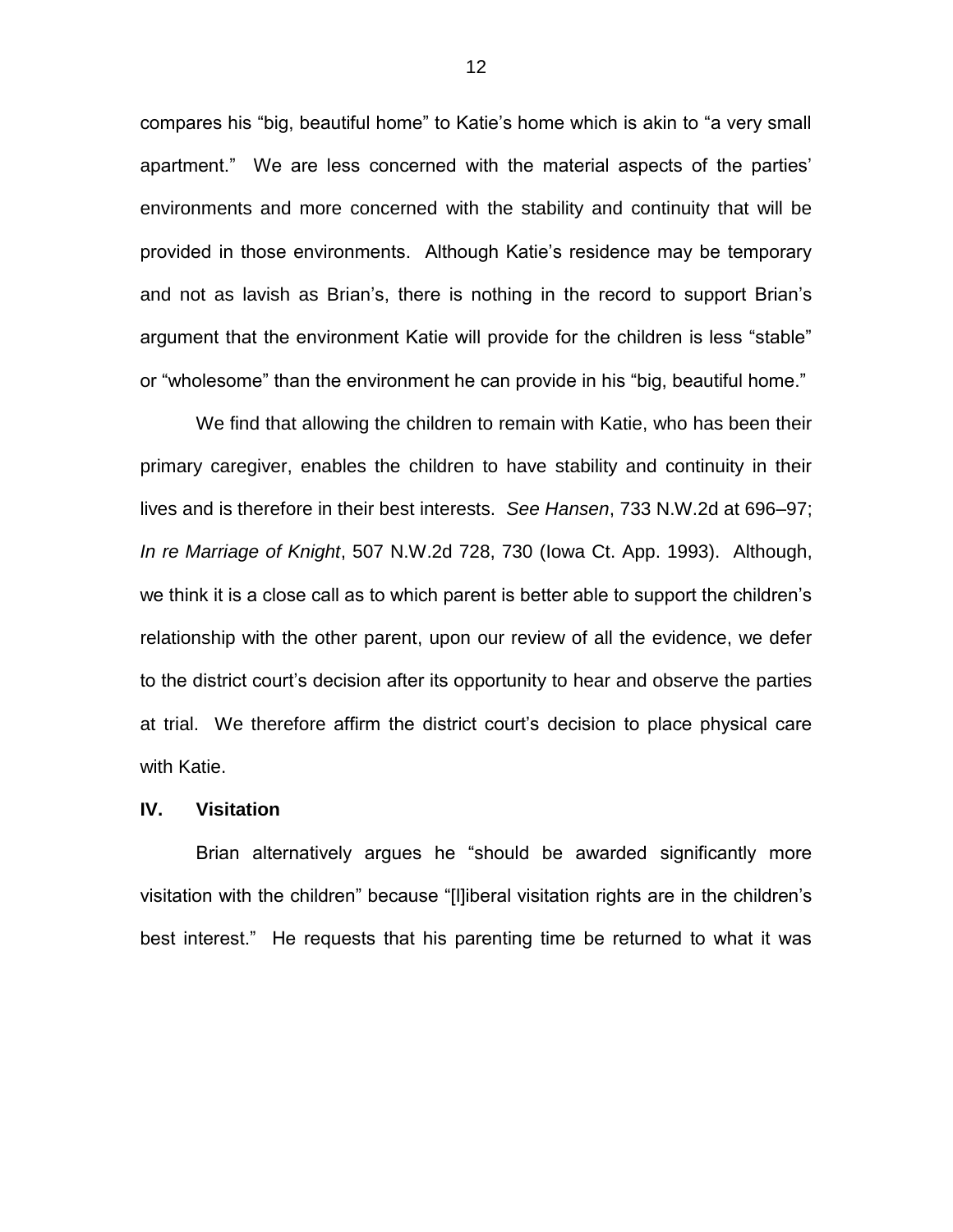compares his "big, beautiful home" to Katie's home which is akin to "a very small apartment." We are less concerned with the material aspects of the parties' environments and more concerned with the stability and continuity that will be provided in those environments. Although Katie's residence may be temporary and not as lavish as Brian's, there is nothing in the record to support Brian's argument that the environment Katie will provide for the children is less "stable" or "wholesome" than the environment he can provide in his "big, beautiful home."

We find that allowing the children to remain with Katie, who has been their primary caregiver, enables the children to have stability and continuity in their lives and is therefore in their best interests. *See Hansen*, 733 N.W.2d at 696–97; *In re Marriage of Knight*, 507 N.W.2d 728, 730 (Iowa Ct. App. 1993). Although, we think it is a close call as to which parent is better able to support the children's relationship with the other parent, upon our review of all the evidence, we defer to the district court's decision after its opportunity to hear and observe the parties at trial. We therefore affirm the district court's decision to place physical care with Katie.

## IV. Visitation

Brian alternatively argues he "should be awarded significantly more visitation with the children" because "[l]iberal visitation rights are in the children's best interest." He requests that his parenting time be returned to what it was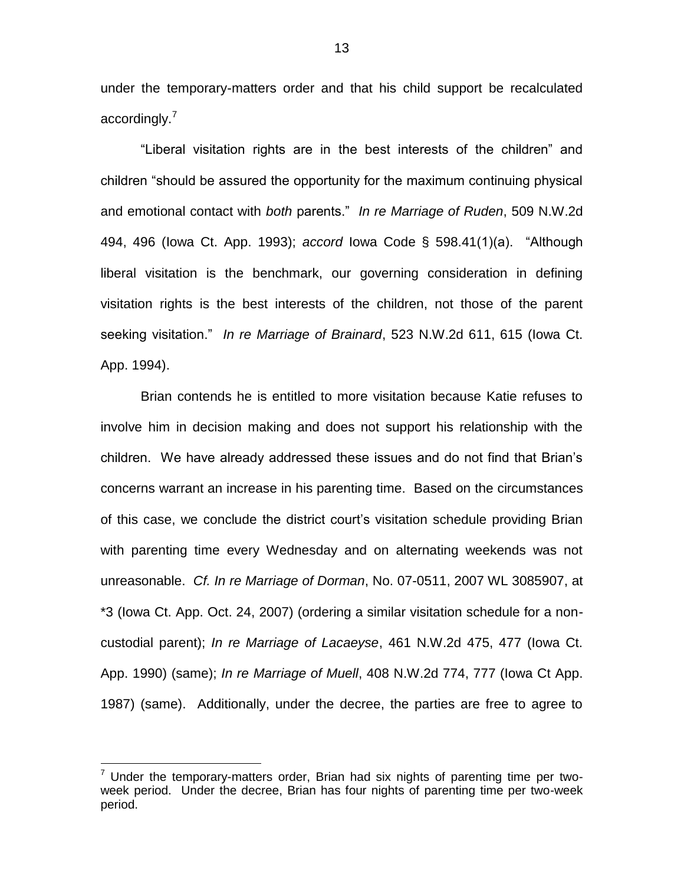under the temporary-matters order and that his child support be recalculated accordingly.[7]

"Liberal visitation rights are in the best interests of the children" and children "should be assured the opportunity for the maximum continuing physical and emotional contact with *both* parents." *In re Marriage of Ruden*, 509 N.W.2d 494, 496 (Iowa Ct. App. 1993); *accord* Iowa Code § 598.41(1)(a). "Although liberal visitation is the benchmark, our governing consideration in defining visitation rights is the best interests of the children, not those of the parent seeking visitation." *In re Marriage of Brainard*, 523 N.W.2d 611, 615 (Iowa Ct. App. 1994).

Brian contends he is entitled to more visitation because Katie refuses to involve him in decision making and does not support his relationship with the children. We have already addressed these issues and do not find that Brian's concerns warrant an increase in his parenting time. Based on the circumstances of this case, we conclude the district court's visitation schedule providing Brian with parenting time every Wednesday and on alternating weekends was not unreasonable. *Cf. In re Marriage of Dorman*, No. 07-0511, 2007 WL 3085907, at *3 (Iowa Ct. App. Oct. 24, 2007) (ordering a similar visitation schedule for a non-custodial parent); *In re Marriage of Lacaeyse*, 461 N.W.2d 475, 477 (Iowa Ct. App. 1990) (same); *In re Marriage of Muell*, 408 N.W.2d 774, 777 (Iowa Ct App. 1987) (same). Additionally, under the decree, the parties are free to agree to

---

[7] Under the temporary-matters order, Brian had six nights of parenting time per two-week period. Under the decree, Brian has four nights of parenting time per two-week period.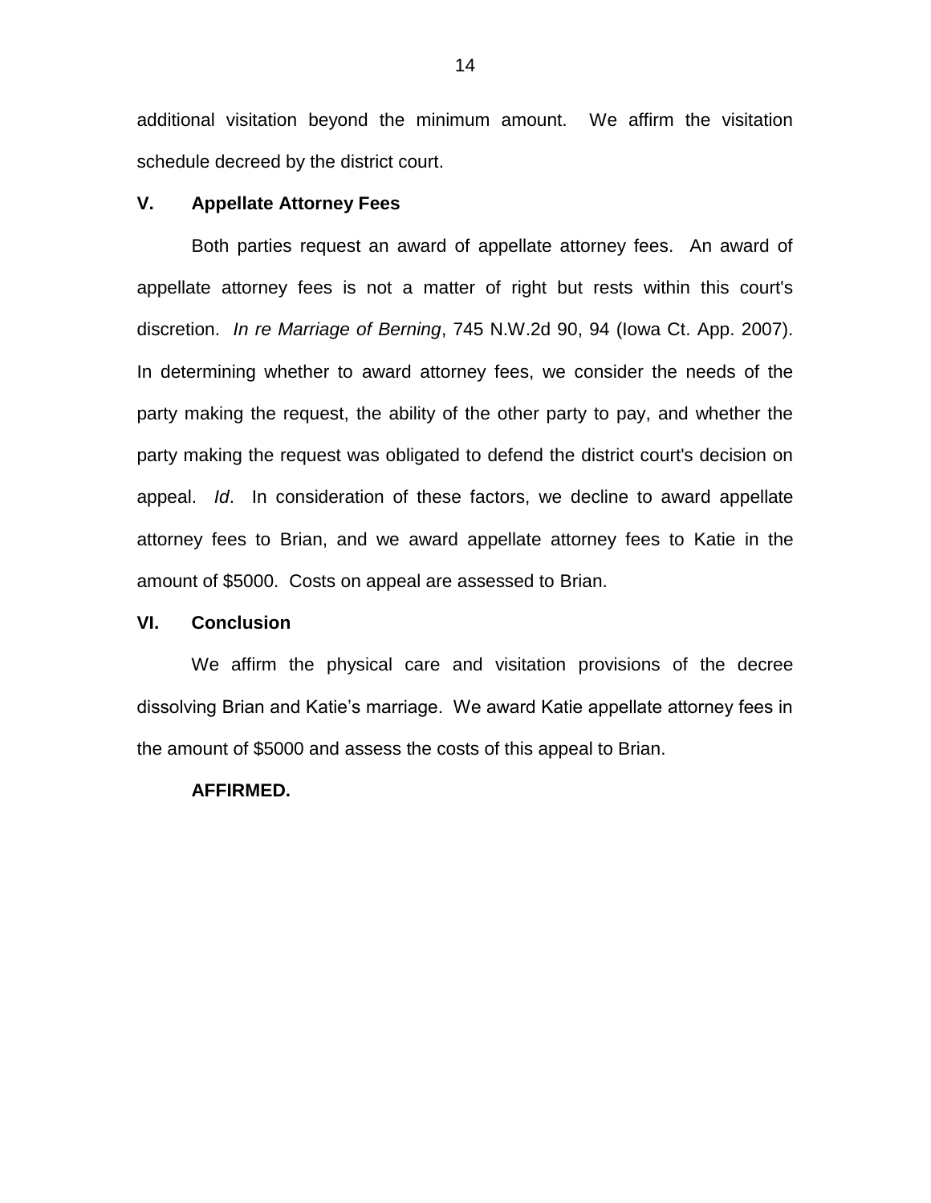additional visitation beyond the minimum amount. We affirm the visitation schedule decreed by the district court.

## V. Appellate Attorney Fees

Both parties request an award of appellate attorney fees. An award of appellate attorney fees is not a matter of right but rests within this court's discretion. *In re Marriage of Berning*, 745 N.W.2d 90, 94 (Iowa Ct. App. 2007). In determining whether to award attorney fees, we consider the needs of the party making the request, the ability of the other party to pay, and whether the party making the request was obligated to defend the district court's decision on appeal. *Id*. In consideration of these factors, we decline to award appellate attorney fees to Brian, and we award appellate attorney fees to Katie in the amount of $5000. Costs on appeal are assessed to Brian.

## VI. Conclusion

We affirm the physical care and visitation provisions of the decree dissolving Brian and Katie's marriage. We award Katie appellate attorney fees in the amount of $5000 and assess the costs of this appeal to Brian.

**AFFIRMED.**